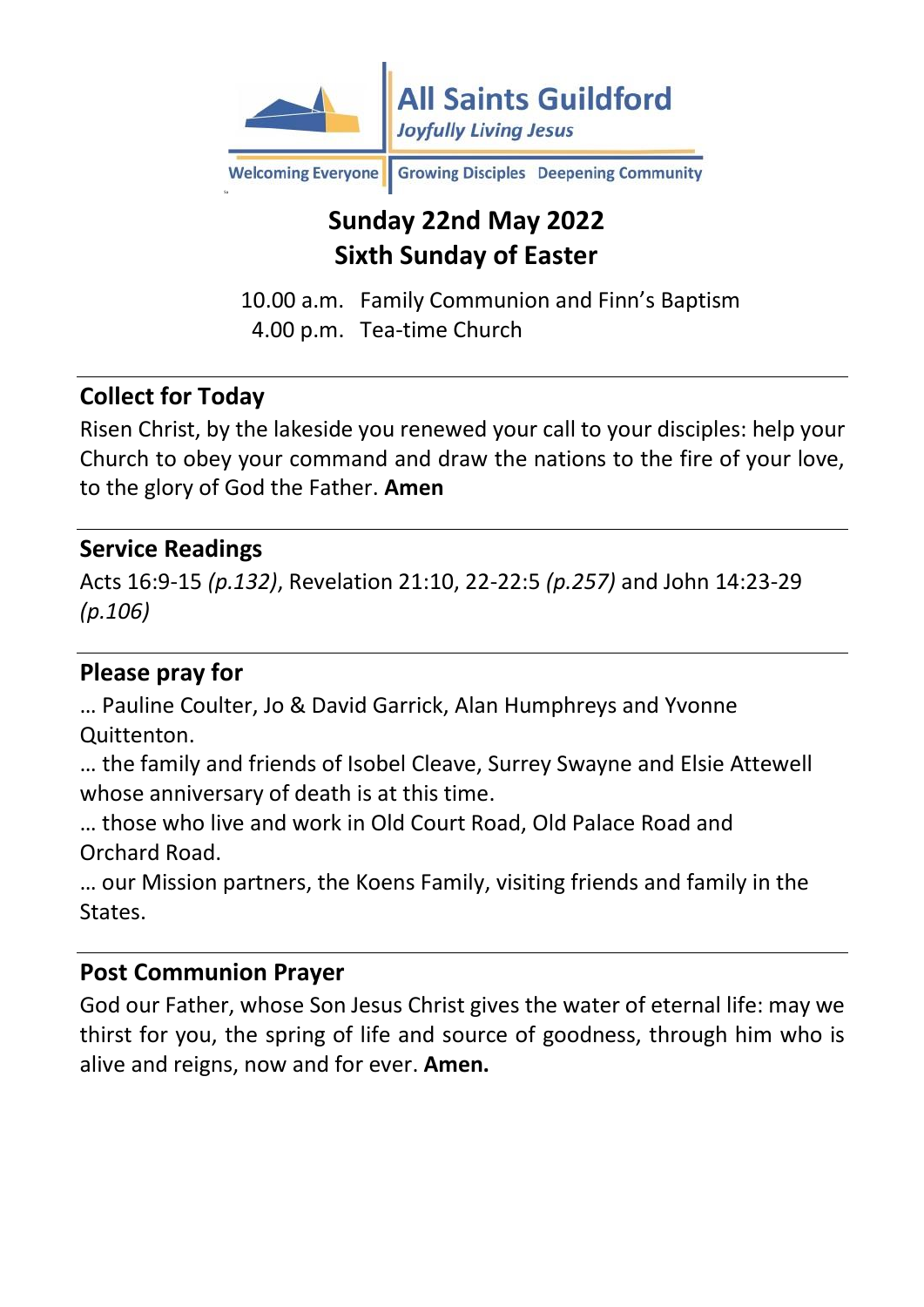# All Saints Guildford

*Joyfully Living Jesus*

Welcoming Everyone | Growing Disciples | Deepening Community

## Sunday 22nd May 2022
## Sixth Sunday of Easter

10.00 a.m. Family Communion and Finn's Baptism
4.00 p.m. Tea-time Church

### Collect for Today

Risen Christ, by the lakeside you renewed your call to your disciples: help your Church to obey your command and draw the nations to the fire of your love, to the glory of God the Father. **Amen**

### Service Readings

Acts 16:9-15 *(p.132)*, Revelation 21:10, 22-22:5 *(p.257)* and John 14:23-29 *(p.106)*

### Please pray for

… Pauline Coulter, Jo & David Garrick, Alan Humphreys and Yvonne Quittenton.

… the family and friends of Isobel Cleave, Surrey Swayne and Elsie Attewell whose anniversary of death is at this time.

… those who live and work in Old Court Road, Old Palace Road and Orchard Road.

… our Mission partners, the Koens Family, visiting friends and family in the States.

### Post Communion Prayer

God our Father, whose Son Jesus Christ gives the water of eternal life: may we thirst for you, the spring of life and source of goodness, through him who is alive and reigns, now and for ever. **Amen.**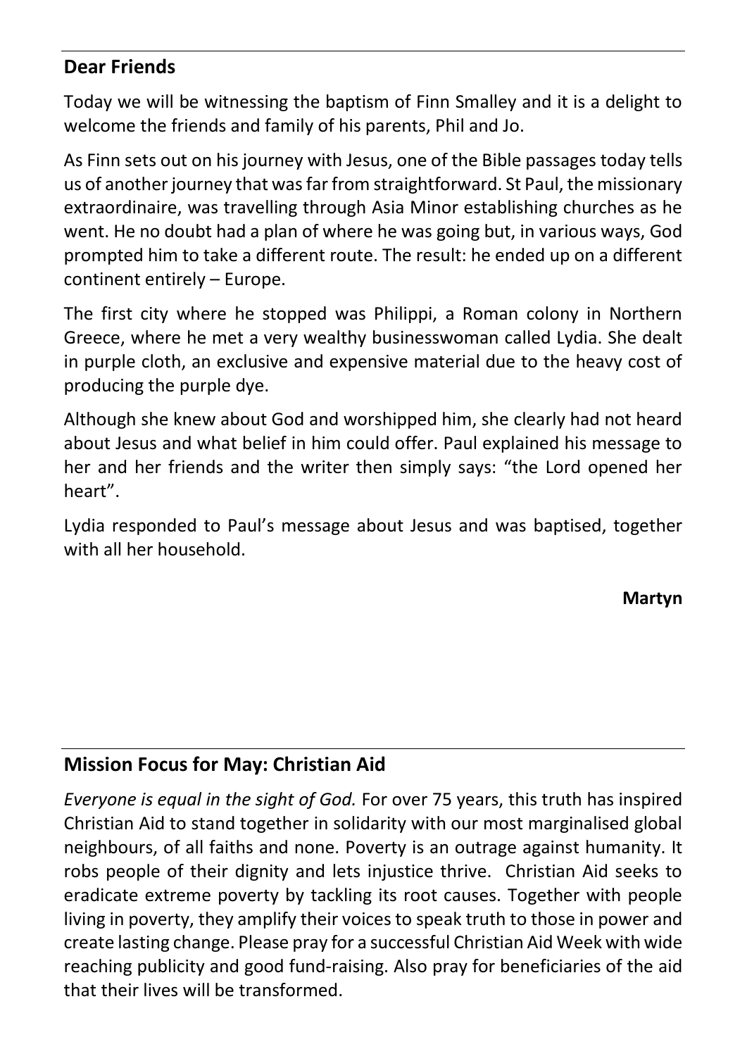## Dear Friends

Today we will be witnessing the baptism of Finn Smalley and it is a delight to welcome the friends and family of his parents, Phil and Jo.

As Finn sets out on his journey with Jesus, one of the Bible passages today tells us of another journey that was far from straightforward. St Paul, the missionary extraordinaire, was travelling through Asia Minor establishing churches as he went. He no doubt had a plan of where he was going but, in various ways, God prompted him to take a different route. The result: he ended up on a different continent entirely – Europe.

The first city where he stopped was Philippi, a Roman colony in Northern Greece, where he met a very wealthy businesswoman called Lydia. She dealt in purple cloth, an exclusive and expensive material due to the heavy cost of producing the purple dye.

Although she knew about God and worshipped him, she clearly had not heard about Jesus and what belief in him could offer. Paul explained his message to her and her friends and the writer then simply says: "the Lord opened her heart".

Lydia responded to Paul's message about Jesus and was baptised, together with all her household.

**Martyn**

## Mission Focus for May: Christian Aid

*Everyone is equal in the sight of God.* For over 75 years, this truth has inspired Christian Aid to stand together in solidarity with our most marginalised global neighbours, of all faiths and none. Poverty is an outrage against humanity. It robs people of their dignity and lets injustice thrive. Christian Aid seeks to eradicate extreme poverty by tackling its root causes. Together with people living in poverty, they amplify their voices to speak truth to those in power and create lasting change. Please pray for a successful Christian Aid Week with wide reaching publicity and good fund-raising. Also pray for beneficiaries of the aid that their lives will be transformed.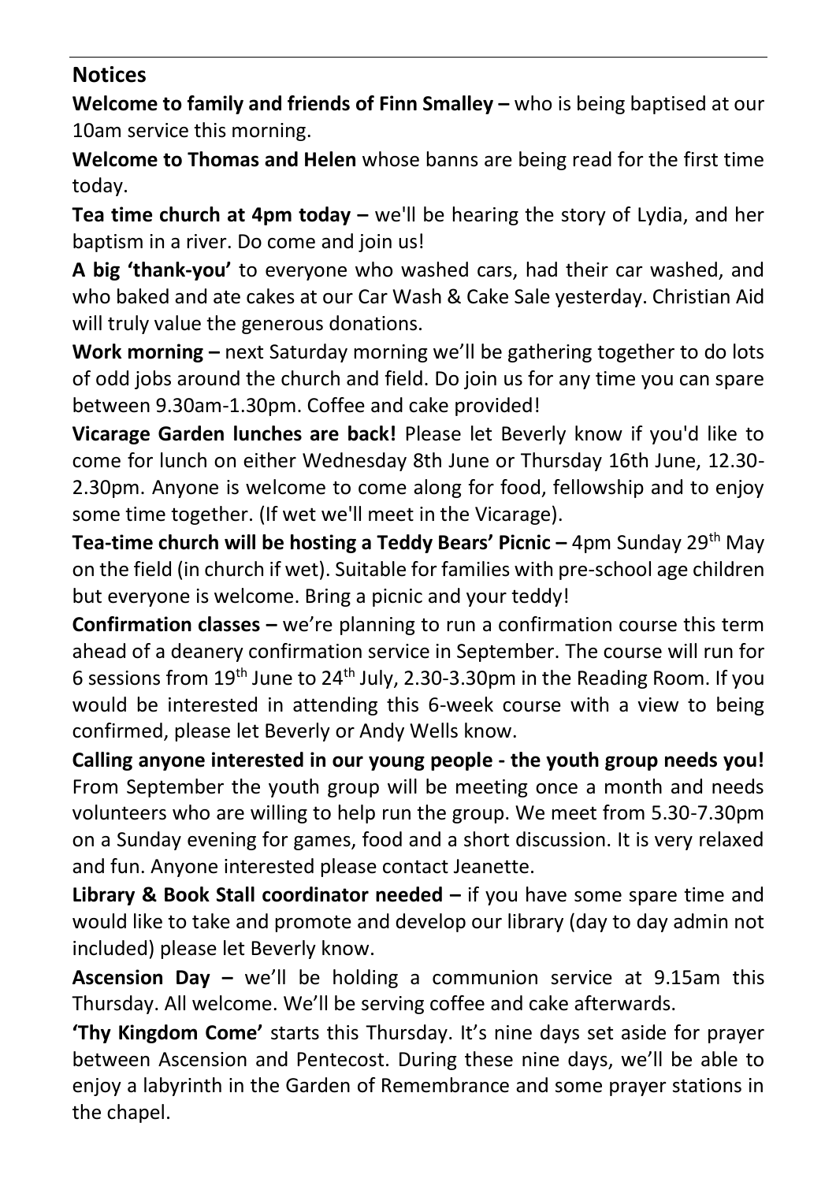## Notices

**Welcome to family and friends of Finn Smalley –** who is being baptised at our 10am service this morning.

**Welcome to Thomas and Helen** whose banns are being read for the first time today.

**Tea time church at 4pm today –** we'll be hearing the story of Lydia, and her baptism in a river. Do come and join us!

**A big 'thank-you'** to everyone who washed cars, had their car washed, and who baked and ate cakes at our Car Wash & Cake Sale yesterday. Christian Aid will truly value the generous donations.

**Work morning –** next Saturday morning we'll be gathering together to do lots of odd jobs around the church and field. Do join us for any time you can spare between 9.30am-1.30pm. Coffee and cake provided!

**Vicarage Garden lunches are back!** Please let Beverly know if you'd like to come for lunch on either Wednesday 8th June or Thursday 16th June, 12.30-2.30pm. Anyone is welcome to come along for food, fellowship and to enjoy some time together. (If wet we'll meet in the Vicarage).

**Tea-time church will be hosting a Teddy Bears' Picnic –** 4pm Sunday 29th May on the field (in church if wet). Suitable for families with pre-school age children but everyone is welcome. Bring a picnic and your teddy!

**Confirmation classes –** we're planning to run a confirmation course this term ahead of a deanery confirmation service in September. The course will run for 6 sessions from 19th June to 24th July, 2.30-3.30pm in the Reading Room. If you would be interested in attending this 6-week course with a view to being confirmed, please let Beverly or Andy Wells know.

**Calling anyone interested in our young people - the youth group needs you!** From September the youth group will be meeting once a month and needs volunteers who are willing to help run the group. We meet from 5.30-7.30pm on a Sunday evening for games, food and a short discussion. It is very relaxed and fun. Anyone interested please contact Jeanette.

**Library & Book Stall coordinator needed –** if you have some spare time and would like to take and promote and develop our library (day to day admin not included) please let Beverly know.

**Ascension Day –** we'll be holding a communion service at 9.15am this Thursday. All welcome. We'll be serving coffee and cake afterwards.

**'Thy Kingdom Come'** starts this Thursday. It's nine days set aside for prayer between Ascension and Pentecost. During these nine days, we'll be able to enjoy a labyrinth in the Garden of Remembrance and some prayer stations in the chapel.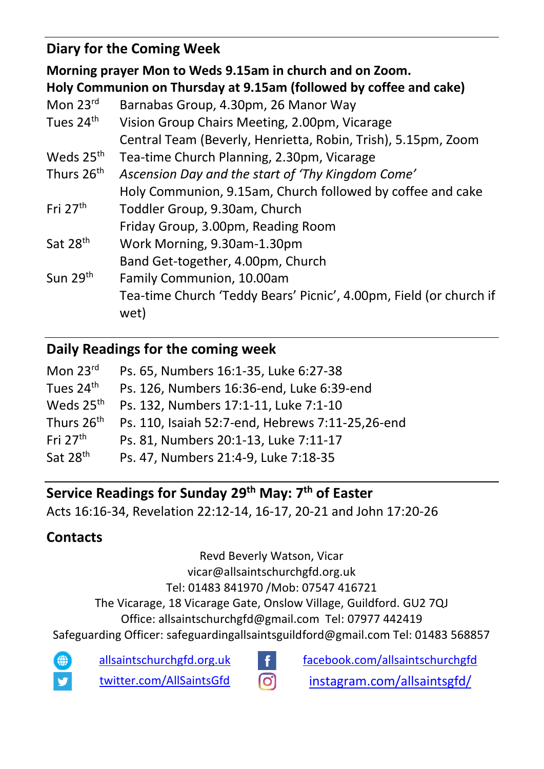## Diary for the Coming Week

**Morning prayer Mon to Weds 9.15am in church and on Zoom.**
**Holy Communion on Thursday at 9.15am (followed by coffee and cake)**

| | |
|---|---|
| Mon 23rd | Barnabas Group, 4.30pm, 26 Manor Way |
| Tues 24th | Vision Group Chairs Meeting, 2.00pm, Vicarage |
| | Central Team (Beverly, Henrietta, Robin, Trish), 5.15pm, Zoom |
| Weds 25th | Tea-time Church Planning, 2.30pm, Vicarage |
| Thurs 26th | *Ascension Day and the start of 'Thy Kingdom Come'* |
| | Holy Communion, 9.15am, Church followed by coffee and cake |
| Fri 27th | Toddler Group, 9.30am, Church |
| | Friday Group, 3.00pm, Reading Room |
| Sat 28th | Work Morning, 9.30am-1.30pm |
| | Band Get-together, 4.00pm, Church |
| Sun 29th | Family Communion, 10.00am |
| | Tea-time Church 'Teddy Bears' Picnic', 4.00pm, Field (or church if wet) |

## Daily Readings for the coming week

| | |
|---|---|
| Mon 23rd | Ps. 65, Numbers 16:1-35, Luke 6:27-38 |
| Tues 24th | Ps. 126, Numbers 16:36-end, Luke 6:39-end |
| Weds 25th | Ps. 132, Numbers 17:1-11, Luke 7:1-10 |
| Thurs 26th | Ps. 110, Isaiah 52:7-end, Hebrews 7:11-25,26-end |
| Fri 27th | Ps. 81, Numbers 20:1-13, Luke 7:11-17 |
| Sat 28th | Ps. 47, Numbers 21:4-9, Luke 7:18-35 |

## Service Readings for Sunday 29th May: 7th of Easter

Acts 16:16-34, Revelation 22:12-14, 16-17, 20-21 and John 17:20-26

## Contacts

Revd Beverly Watson, Vicar
vicar@allsaintschurchgfd.org.uk
Tel: 01483 841970 /Mob: 07547 416721
The Vicarage, 18 Vicarage Gate, Onslow Village, Guildford. GU2 7QJ
Office: allsaintschurchgfd@gmail.com Tel: 07977 442419
Safeguarding Officer: safeguardingallsaintsguildford@gmail.com Tel: 01483 568857

allsaintschurchgfd.org.uk
facebook.com/allsaintschurchgfd
twitter.com/AllSaintsGfd
instagram.com/allsaintsgfd/